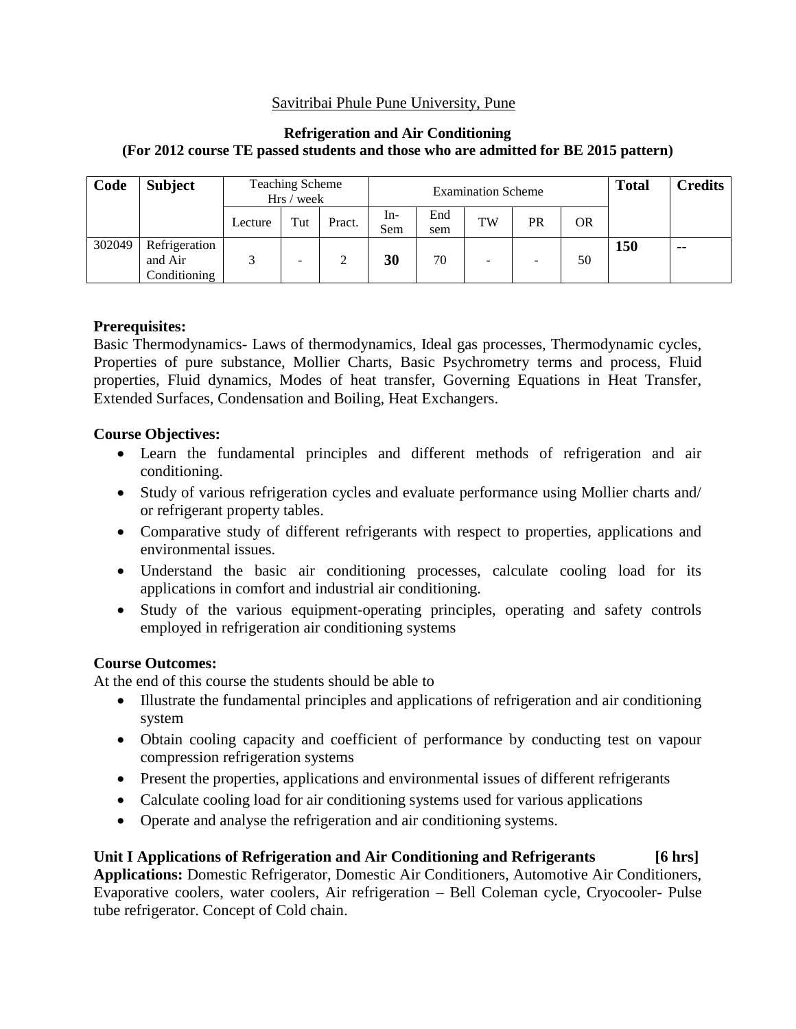Savitribai Phule Pune University, Pune

**Refrigeration and Air Conditioning**
**(For 2012 course TE passed students and those who are admitted for BE 2015 pattern)**

| Code | Subject | Teaching Scheme Hrs / week | | | Examination Scheme | | | | | Total | Credits |
|---|---|---|---|---|---|---|---|---|---|---|---|
| | | Lecture | Tut | Pract. | In-Sem | End sem | TW | PR | OR | | |
| 302049 | Refrigeration and Air Conditioning | 3 | - | 2 | **30** | 70 | - | - | 50 | **150** | **--** |

**Prerequisites:**
Basic Thermodynamics- Laws of thermodynamics, Ideal gas processes, Thermodynamic cycles, Properties of pure substance, Mollier Charts, Basic Psychrometry terms and process, Fluid properties, Fluid dynamics, Modes of heat transfer, Governing Equations in Heat Transfer, Extended Surfaces, Condensation and Boiling, Heat Exchangers.

**Course Objectives:**

- Learn the fundamental principles and different methods of refrigeration and air conditioning.
- Study of various refrigeration cycles and evaluate performance using Mollier charts and/ or refrigerant property tables.
- Comparative study of different refrigerants with respect to properties, applications and environmental issues.
- Understand the basic air conditioning processes, calculate cooling load for its applications in comfort and industrial air conditioning.
- Study of the various equipment-operating principles, operating and safety controls employed in refrigeration air conditioning systems

**Course Outcomes:**
At the end of this course the students should be able to

- Illustrate the fundamental principles and applications of refrigeration and air conditioning system
- Obtain cooling capacity and coefficient of performance by conducting test on vapour compression refrigeration systems
- Present the properties, applications and environmental issues of different refrigerants
- Calculate cooling load for air conditioning systems used for various applications
- Operate and analyse the refrigeration and air conditioning systems.

**Unit I Applications of Refrigeration and Air Conditioning and Refrigerants [6 hrs]**
**Applications:** Domestic Refrigerator, Domestic Air Conditioners, Automotive Air Conditioners, Evaporative coolers, water coolers, Air refrigeration – Bell Coleman cycle, Cryocooler- Pulse tube refrigerator. Concept of Cold chain.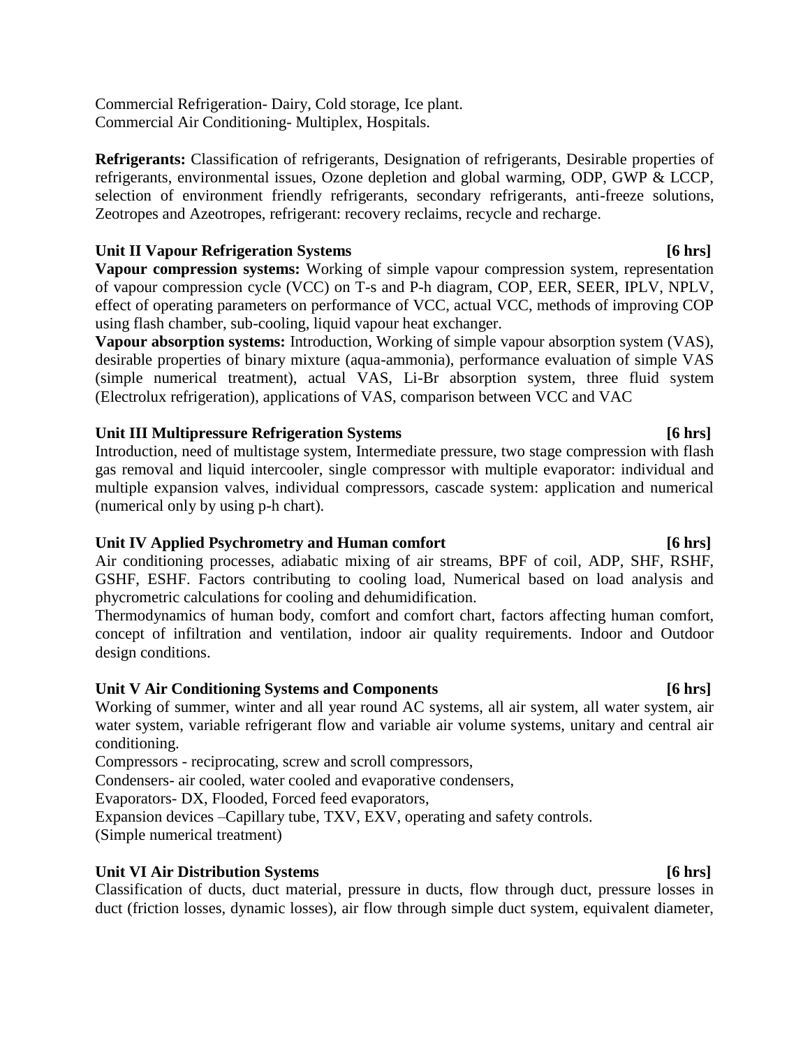Commercial Refrigeration- Dairy, Cold storage, Ice plant.
Commercial Air Conditioning- Multiplex, Hospitals.

**Refrigerants:** Classification of refrigerants, Designation of refrigerants, Desirable properties of refrigerants, environmental issues, Ozone depletion and global warming, ODP, GWP & LCCP, selection of environment friendly refrigerants, secondary refrigerants, anti-freeze solutions, Zeotropes and Azeotropes, refrigerant: recovery reclaims, recycle and recharge.

### Unit II Vapour Refrigeration Systems **[6 hrs]**

**Vapour compression systems:** Working of simple vapour compression system, representation of vapour compression cycle (VCC) on T-s and P-h diagram, COP, EER, SEER, IPLV, NPLV, effect of operating parameters on performance of VCC, actual VCC, methods of improving COP using flash chamber, sub-cooling, liquid vapour heat exchanger.

**Vapour absorption systems:** Introduction, Working of simple vapour absorption system (VAS), desirable properties of binary mixture (aqua-ammonia), performance evaluation of simple VAS (simple numerical treatment), actual VAS, Li-Br absorption system, three fluid system (Electrolux refrigeration), applications of VAS, comparison between VCC and VAC

### Unit III Multipressure Refrigeration Systems **[6 hrs]**

Introduction, need of multistage system, Intermediate pressure, two stage compression with flash gas removal and liquid intercooler, single compressor with multiple evaporator: individual and multiple expansion valves, individual compressors, cascade system: application and numerical (numerical only by using p-h chart).

### Unit IV Applied Psychrometry and Human comfort **[6 hrs]**

Air conditioning processes, adiabatic mixing of air streams, BPF of coil, ADP, SHF, RSHF, GSHF, ESHF. Factors contributing to cooling load, Numerical based on load analysis and phycrometric calculations for cooling and dehumidification.

Thermodynamics of human body, comfort and comfort chart, factors affecting human comfort, concept of infiltration and ventilation, indoor air quality requirements. Indoor and Outdoor design conditions.

### Unit V Air Conditioning Systems and Components **[6 hrs]**

Working of summer, winter and all year round AC systems, all air system, all water system, air water system, variable refrigerant flow and variable air volume systems, unitary and central air conditioning.

Compressors - reciprocating, screw and scroll compressors,

Condensers- air cooled, water cooled and evaporative condensers,

Evaporators- DX, Flooded, Forced feed evaporators,

Expansion devices –Capillary tube, TXV, EXV, operating and safety controls.

(Simple numerical treatment)

### Unit VI Air Distribution Systems **[6 hrs]**

Classification of ducts, duct material, pressure in ducts, flow through duct, pressure losses in duct (friction losses, dynamic losses), air flow through simple duct system, equivalent diameter,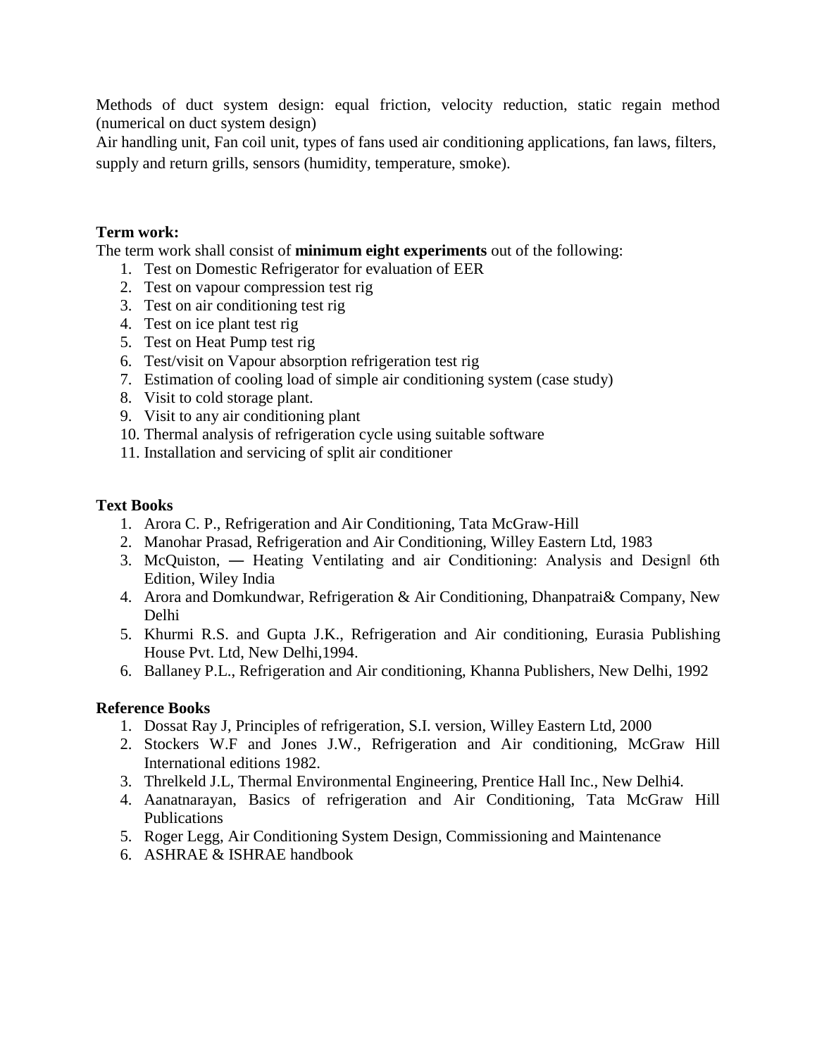Methods of duct system design: equal friction, velocity reduction, static regain method (numerical on duct system design)

Air handling unit, Fan coil unit, types of fans used air conditioning applications, fan laws, filters, supply and return grills, sensors (humidity, temperature, smoke).

**Term work:**

The term work shall consist of **minimum eight experiments** out of the following:

1. Test on Domestic Refrigerator for evaluation of EER
2. Test on vapour compression test rig
3. Test on air conditioning test rig
4. Test on ice plant test rig
5. Test on Heat Pump test rig
6. Test/visit on Vapour absorption refrigeration test rig
7. Estimation of cooling load of simple air conditioning system (case study)
8. Visit to cold storage plant.
9. Visit to any air conditioning plant
10. Thermal analysis of refrigeration cycle using suitable software
11. Installation and servicing of split air conditioner

**Text Books**

1. Arora C. P., Refrigeration and Air Conditioning, Tata McGraw-Hill
2. Manohar Prasad, Refrigeration and Air Conditioning, Willey Eastern Ltd, 1983
3. McQuiston, ― Heating Ventilating and air Conditioning: Analysis and Design‖ 6th Edition, Wiley India
4. Arora and Domkundwar, Refrigeration & Air Conditioning, Dhanpatrai& Company, New Delhi
5. Khurmi R.S. and Gupta J.K., Refrigeration and Air conditioning, Eurasia Publishing House Pvt. Ltd, New Delhi,1994.
6. Ballaney P.L., Refrigeration and Air conditioning, Khanna Publishers, New Delhi, 1992

**Reference Books**

1. Dossat Ray J, Principles of refrigeration, S.I. version, Willey Eastern Ltd, 2000
2. Stockers W.F and Jones J.W., Refrigeration and Air conditioning, McGraw Hill International editions 1982.
3. Threlkeld J.L, Thermal Environmental Engineering, Prentice Hall Inc., New Delhi4.
4. Aanatnarayan, Basics of refrigeration and Air Conditioning, Tata McGraw Hill Publications
5. Roger Legg, Air Conditioning System Design, Commissioning and Maintenance
6. ASHRAE & ISHRAE handbook